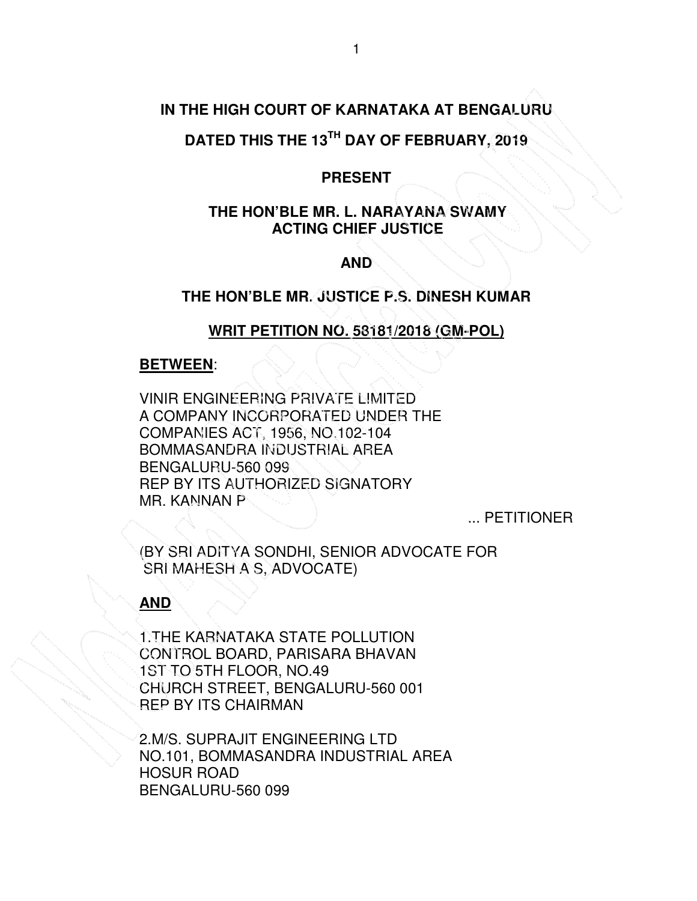**IN THE HIGH COURT OF KARNATAKA AT BENGALURU**

**DATED THIS THE 13TH DAY OF FEBRUARY, 2019**

**PRESENT**

**THE HON'BLE MR. L. NARAYANA SWAMY ACTING CHIEF JUSTICE**

**AND**

**THE HON'BLE MR. JUSTICE P.S. DINESH KUMAR**

**WRIT PETITION NO. 58181/2018 (GM-POL)**

**BETWEEN**:

VINIR ENGINEERING PRIVATE LIMITED
A COMPANY INCORPORATED UNDER THE COMPANIES ACT, 1956, NO.102-104
BOMMASANDRA INDUSTRIAL AREA
BENGALURU-560 099
REP BY ITS AUTHORIZED SIGNATORY
MR. KANNAN P

... PETITIONER

(BY SRI ADITYA SONDHI, SENIOR ADVOCATE FOR SRI MAHESH A S, ADVOCATE)

**AND**

1.THE KARNATAKA STATE POLLUTION CONTROL BOARD, PARISARA BHAVAN
1ST TO 5TH FLOOR, NO.49
CHURCH STREET, BENGALURU-560 001
REP BY ITS CHAIRMAN

2.M/S. SUPRAJIT ENGINEERING LTD
NO.101, BOMMASANDRA INDUSTRIAL AREA
HOSUR ROAD
BENGALURU-560 099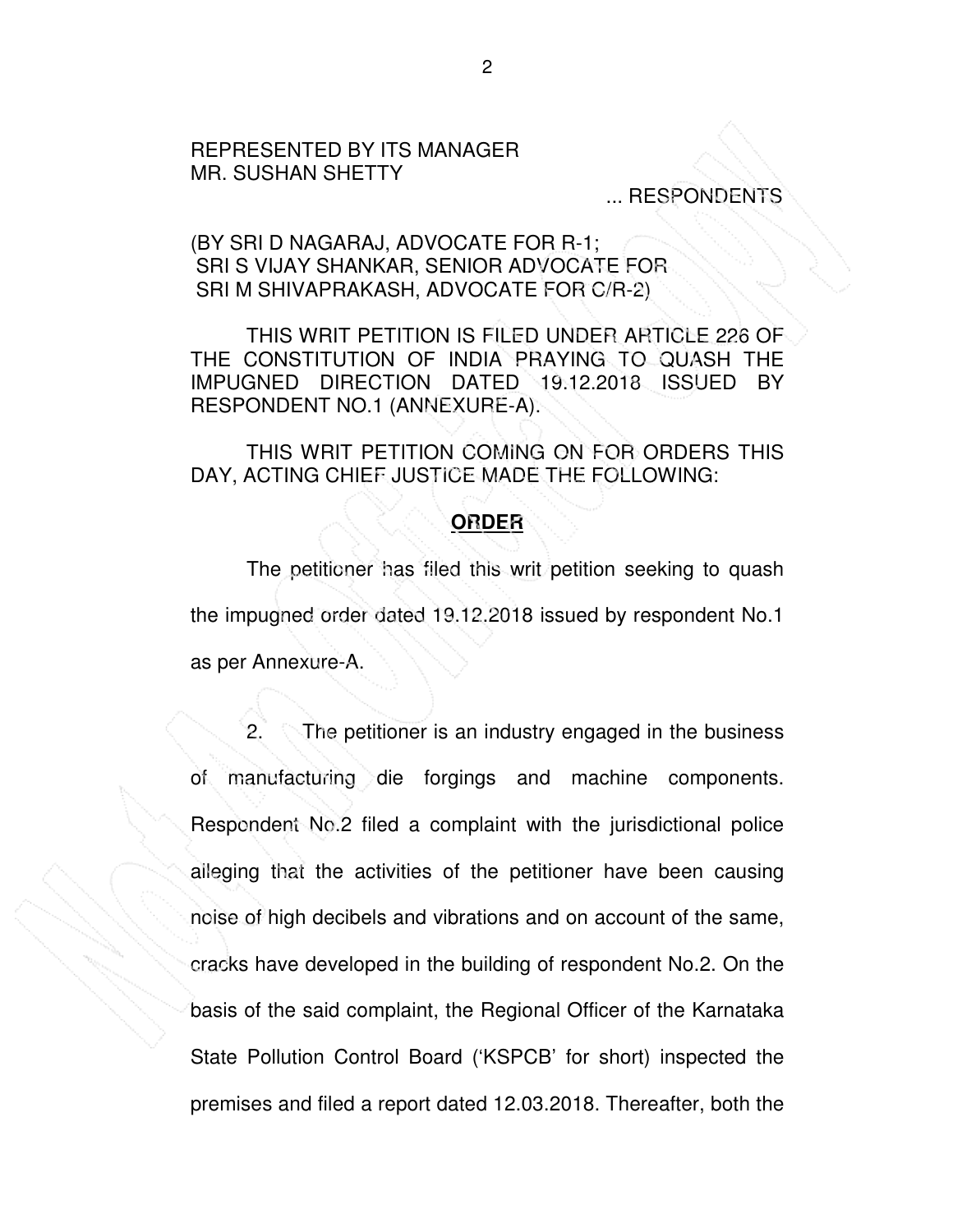REPRESENTED BY ITS MANAGER
MR. SUSHAN SHETTY

... RESPONDENTS

(BY SRI D NAGARAJ, ADVOCATE FOR R-1;
SRI S VIJAY SHANKAR, SENIOR ADVOCATE FOR
SRI M SHIVAPRAKASH, ADVOCATE FOR C/R-2)

THIS WRIT PETITION IS FILED UNDER ARTICLE 226 OF THE CONSTITUTION OF INDIA PRAYING TO QUASH THE IMPUGNED DIRECTION DATED 19.12.2018 ISSUED BY RESPONDENT NO.1 (ANNEXURE-A).

THIS WRIT PETITION COMING ON FOR ORDERS THIS DAY, ACTING CHIEF JUSTICE MADE THE FOLLOWING:

**ORDER**

The petitioner has filed this writ petition seeking to quash the impugned order dated 19.12.2018 issued by respondent No.1 as per Annexure-A.

2. The petitioner is an industry engaged in the business of manufacturing die forgings and machine components. Respondent No.2 filed a complaint with the jurisdictional police alleging that the activities of the petitioner have been causing noise of high decibels and vibrations and on account of the same, cracks have developed in the building of respondent No.2. On the basis of the said complaint, the Regional Officer of the Karnataka State Pollution Control Board ('KSPCB' for short) inspected the premises and filed a report dated 12.03.2018. Thereafter, both the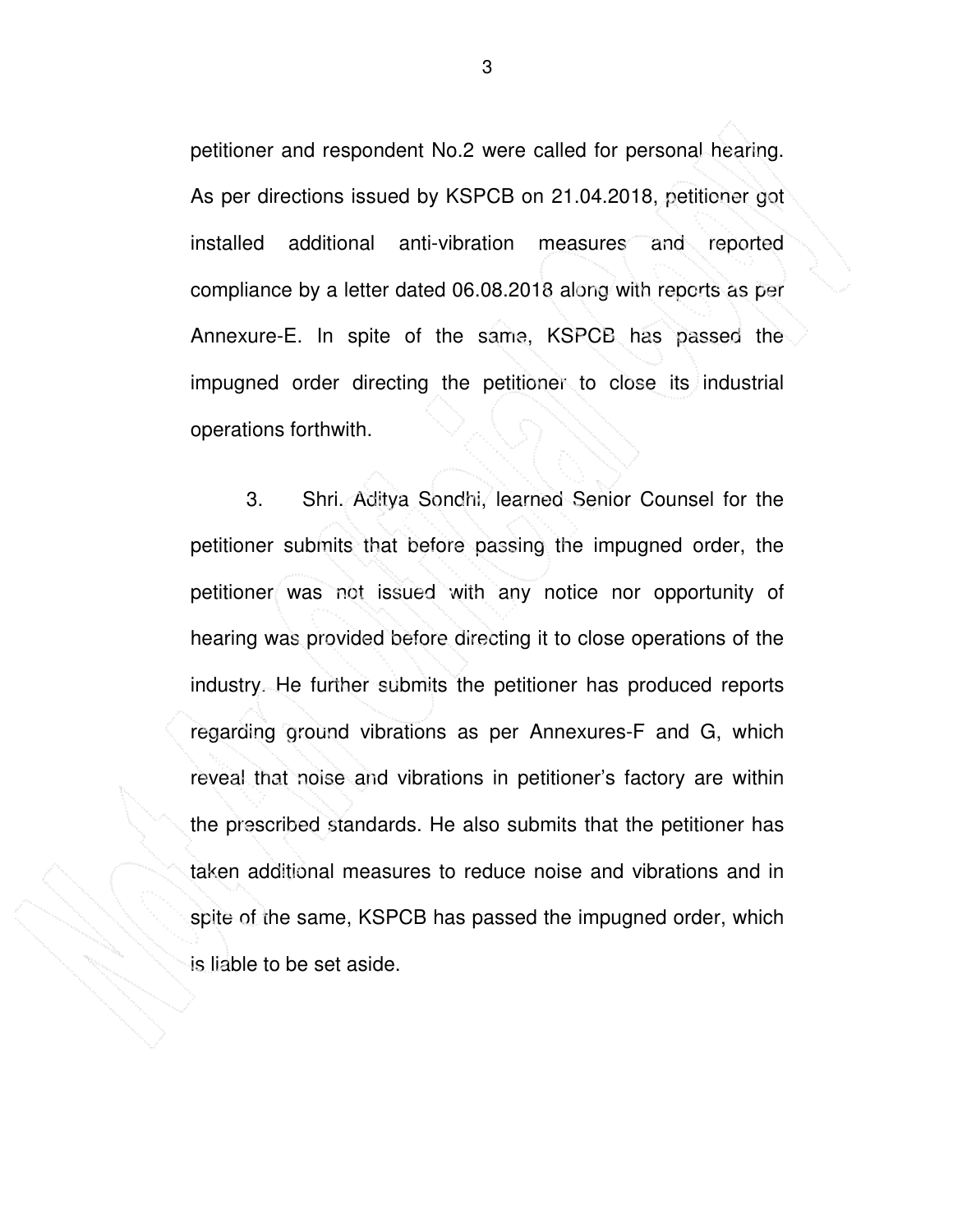petitioner and respondent No.2 were called for personal hearing. As per directions issued by KSPCB on 21.04.2018, petitioner got installed additional anti-vibration measures and reported compliance by a letter dated 06.08.2018 along with reports as per Annexure-E. In spite of the same, KSPCB has passed the impugned order directing the petitioner to close its industrial operations forthwith.

3. Shri. Aditya Sondhi, learned Senior Counsel for the petitioner submits that before passing the impugned order, the petitioner was not issued with any notice nor opportunity of hearing was provided before directing it to close operations of the industry. He further submits the petitioner has produced reports regarding ground vibrations as per Annexures-F and G, which reveal that noise and vibrations in petitioner's factory are within the prescribed standards. He also submits that the petitioner has taken additional measures to reduce noise and vibrations and in spite of the same, KSPCB has passed the impugned order, which is liable to be set aside.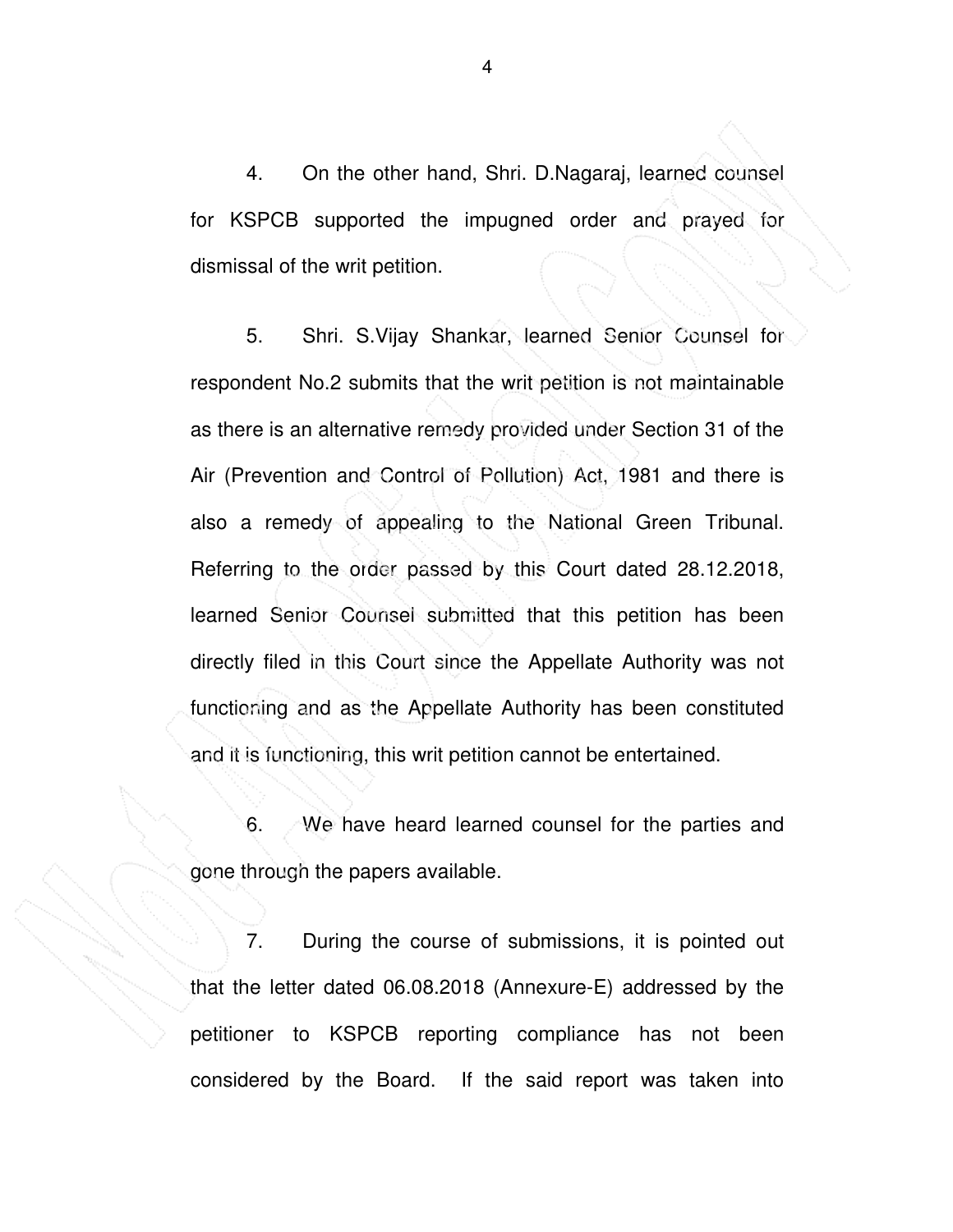4. On the other hand, Shri. D.Nagaraj, learned counsel for KSPCB supported the impugned order and prayed for dismissal of the writ petition.

5. Shri. S.Vijay Shankar, learned Senior Counsel for respondent No.2 submits that the writ petition is not maintainable as there is an alternative remedy provided under Section 31 of the Air (Prevention and Control of Pollution) Act, 1981 and there is also a remedy of appealing to the National Green Tribunal. Referring to the order passed by this Court dated 28.12.2018, learned Senior Counsel submitted that this petition has been directly filed in this Court since the Appellate Authority was not functioning and as the Appellate Authority has been constituted and it is functioning, this writ petition cannot be entertained.

6. We have heard learned counsel for the parties and gone through the papers available.

7. During the course of submissions, it is pointed out that the letter dated 06.08.2018 (Annexure-E) addressed by the petitioner to KSPCB reporting compliance has not been considered by the Board. If the said report was taken into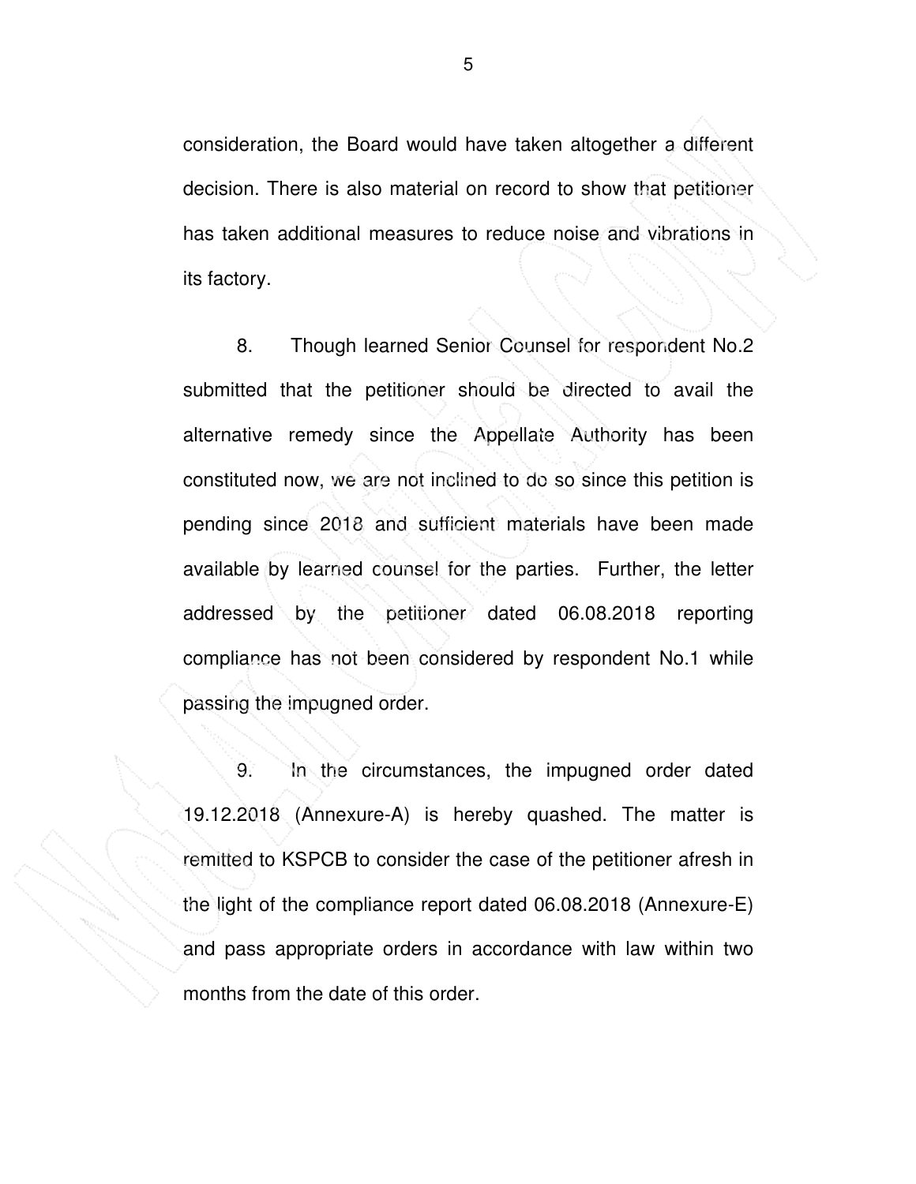consideration, the Board would have taken altogether a different decision. There is also material on record to show that petitioner has taken additional measures to reduce noise and vibrations in its factory.

8. Though learned Senior Counsel for respondent No.2 submitted that the petitioner should be directed to avail the alternative remedy since the Appellate Authority has been constituted now, we are not inclined to do so since this petition is pending since 2018 and sufficient materials have been made available by learned counsel for the parties. Further, the letter addressed by the petitioner dated 06.08.2018 reporting compliance has not been considered by respondent No.1 while passing the impugned order.

9. In the circumstances, the impugned order dated 19.12.2018 (Annexure-A) is hereby quashed. The matter is remitted to KSPCB to consider the case of the petitioner afresh in the light of the compliance report dated 06.08.2018 (Annexure-E) and pass appropriate orders in accordance with law within two months from the date of this order.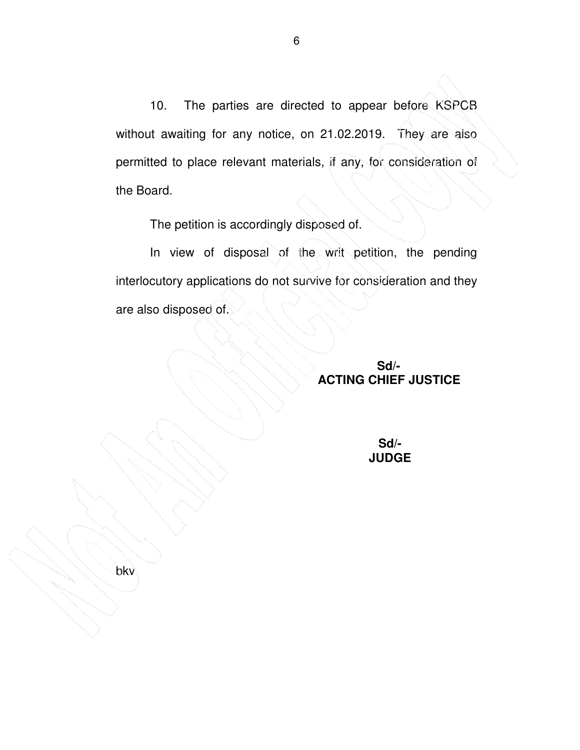10. The parties are directed to appear before KSPCB without awaiting for any notice, on 21.02.2019. They are also permitted to place relevant materials, if any, for consideration of the Board.

The petition is accordingly disposed of.

In view of disposal of the writ petition, the pending interlocutory applications do not survive for consideration and they are also disposed of.

**Sd/-**
**ACTING CHIEF JUSTICE**

**Sd/-**
**JUDGE**

bkv